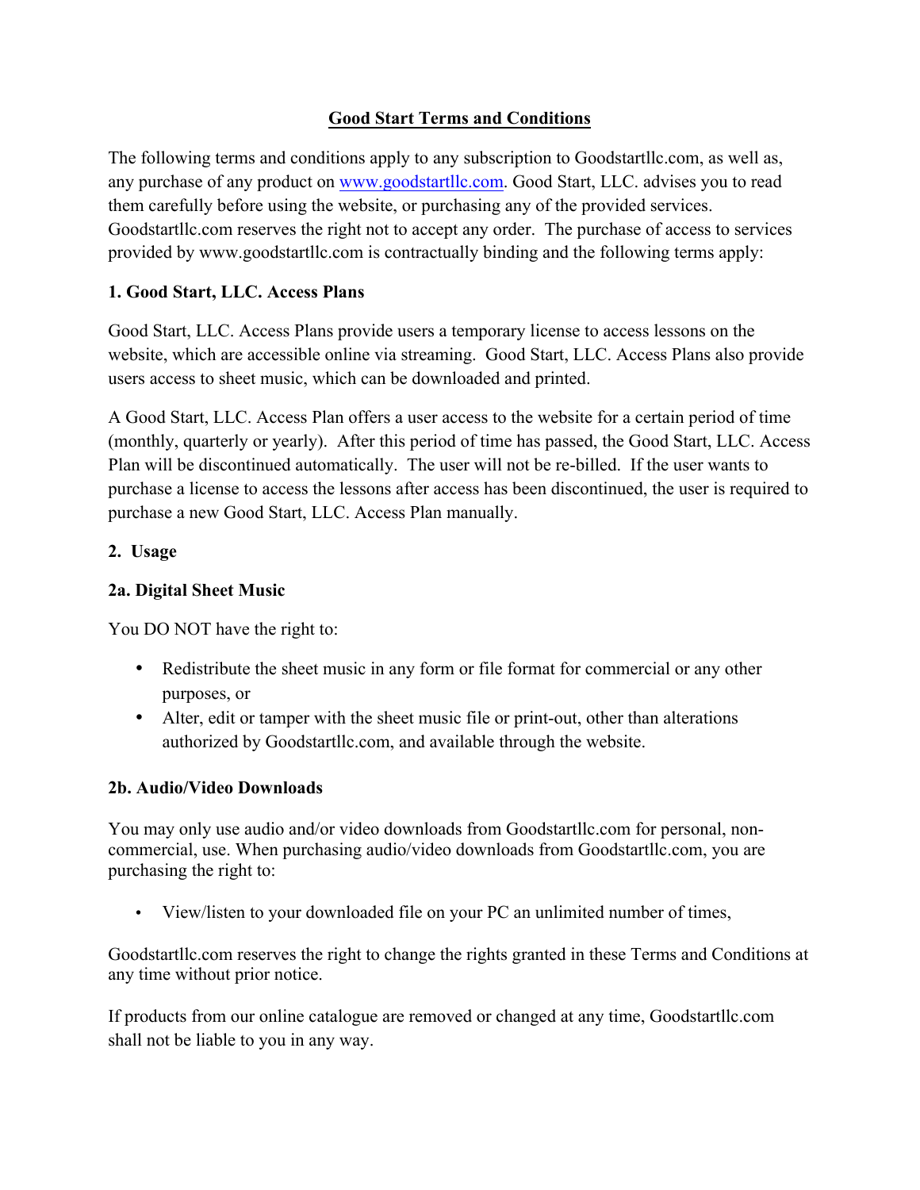# Good Start Terms and Conditions

The following terms and conditions apply to any subscription to Goodstartllc.com, as well as, any purchase of any product on [www.goodstartllc.com](http://www.goodstartllc.com). Good Start, LLC. advises you to read them carefully before using the website, or purchasing any of the provided services. Goodstartllc.com reserves the right not to accept any order. The purchase of access to services provided by www.goodstartllc.com is contractually binding and the following terms apply:

## 1. Good Start, LLC. Access Plans

Good Start, LLC. Access Plans provide users a temporary license to access lessons on the website, which are accessible online via streaming. Good Start, LLC. Access Plans also provide users access to sheet music, which can be downloaded and printed.

A Good Start, LLC. Access Plan offers a user access to the website for a certain period of time (monthly, quarterly or yearly). After this period of time has passed, the Good Start, LLC. Access Plan will be discontinued automatically. The user will not be re-billed. If the user wants to purchase a license to access the lessons after access has been discontinued, the user is required to purchase a new Good Start, LLC. Access Plan manually.

## 2. Usage

### 2a. Digital Sheet Music

You DO NOT have the right to:

- Redistribute the sheet music in any form or file format for commercial or any other purposes, or
- Alter, edit or tamper with the sheet music file or print-out, other than alterations authorized by Goodstartllc.com, and available through the website.

### 2b. Audio/Video Downloads

You may only use audio and/or video downloads from Goodstartllc.com for personal, non-commercial, use. When purchasing audio/video downloads from Goodstartllc.com, you are purchasing the right to:

- View/listen to your downloaded file on your PC an unlimited number of times,

Goodstartllc.com reserves the right to change the rights granted in these Terms and Conditions at any time without prior notice.

If products from our online catalogue are removed or changed at any time, Goodstartllc.com shall not be liable to you in any way.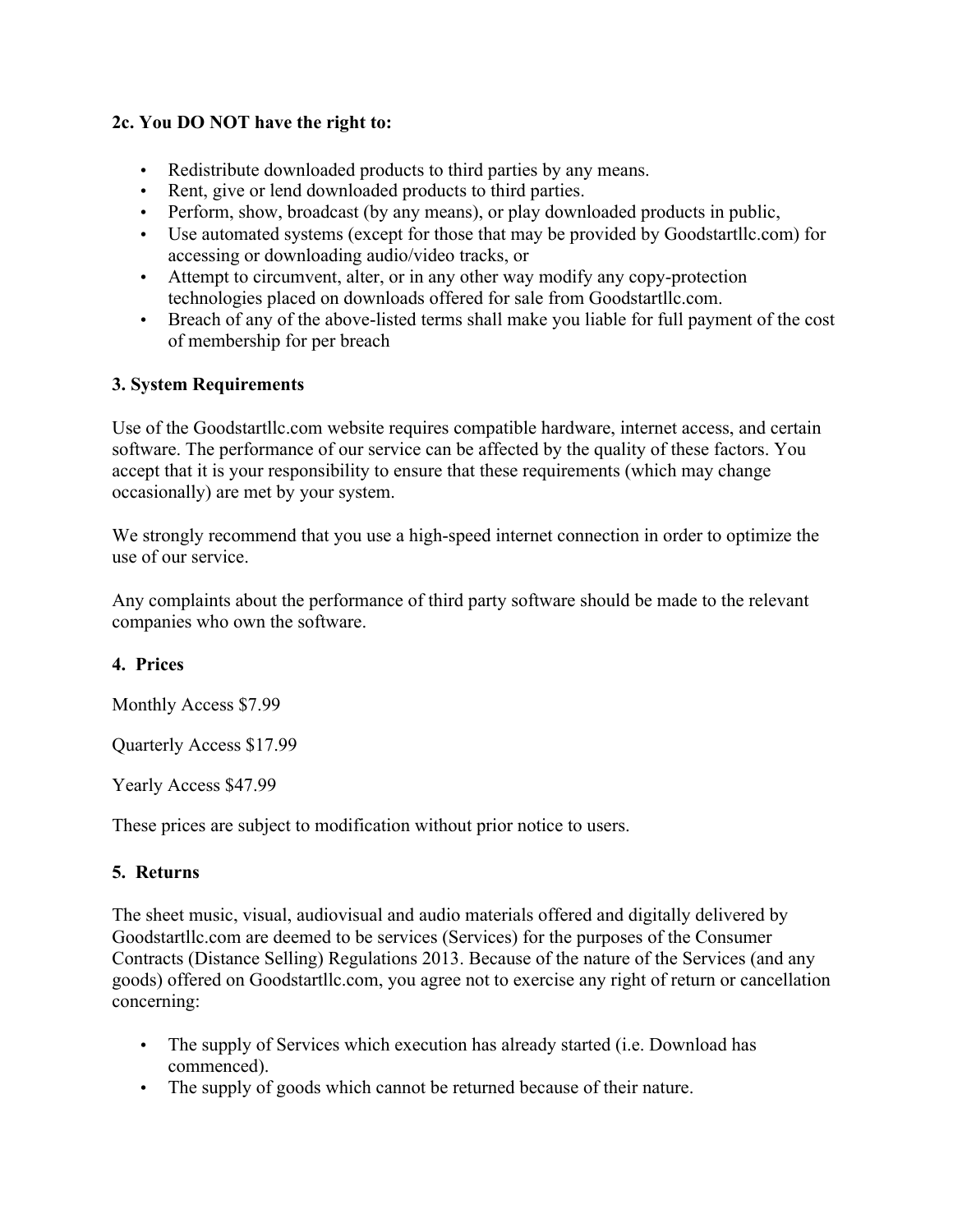**2c. You DO NOT have the right to:**

- Redistribute downloaded products to third parties by any means.
- Rent, give or lend downloaded products to third parties.
- Perform, show, broadcast (by any means), or play downloaded products in public,
- Use automated systems (except for those that may be provided by Goodstartllc.com) for accessing or downloading audio/video tracks, or
- Attempt to circumvent, alter, or in any other way modify any copy-protection technologies placed on downloads offered for sale from Goodstartllc.com.
- Breach of any of the above-listed terms shall make you liable for full payment of the cost of membership for per breach

**3. System Requirements**

Use of the Goodstartllc.com website requires compatible hardware, internet access, and certain software. The performance of our service can be affected by the quality of these factors. You accept that it is your responsibility to ensure that these requirements (which may change occasionally) are met by your system.

We strongly recommend that you use a high-speed internet connection in order to optimize the use of our service.

Any complaints about the performance of third party software should be made to the relevant companies who own the software.

**4. Prices**

Monthly Access $7.99

Quarterly Access $17.99

Yearly Access $47.99

These prices are subject to modification without prior notice to users.

**5. Returns**

The sheet music, visual, audiovisual and audio materials offered and digitally delivered by Goodstartllc.com are deemed to be services (Services) for the purposes of the Consumer Contracts (Distance Selling) Regulations 2013. Because of the nature of the Services (and any goods) offered on Goodstartllc.com, you agree not to exercise any right of return or cancellation concerning:

- The supply of Services which execution has already started (i.e. Download has commenced).
- The supply of goods which cannot be returned because of their nature.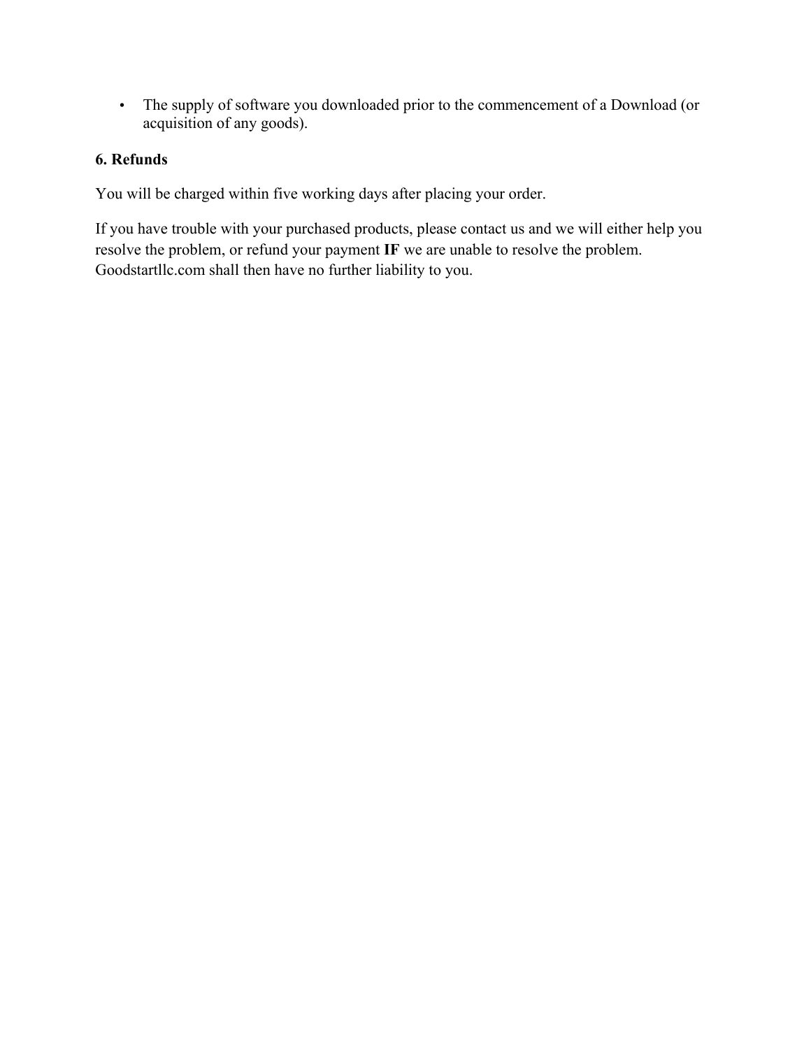- The supply of software you downloaded prior to the commencement of a Download (or acquisition of any goods).

**6. Refunds**

You will be charged within five working days after placing your order.

If you have trouble with your purchased products, please contact us and we will either help you resolve the problem, or refund your payment **IF** we are unable to resolve the problem. Goodstartllc.com shall then have no further liability to you.